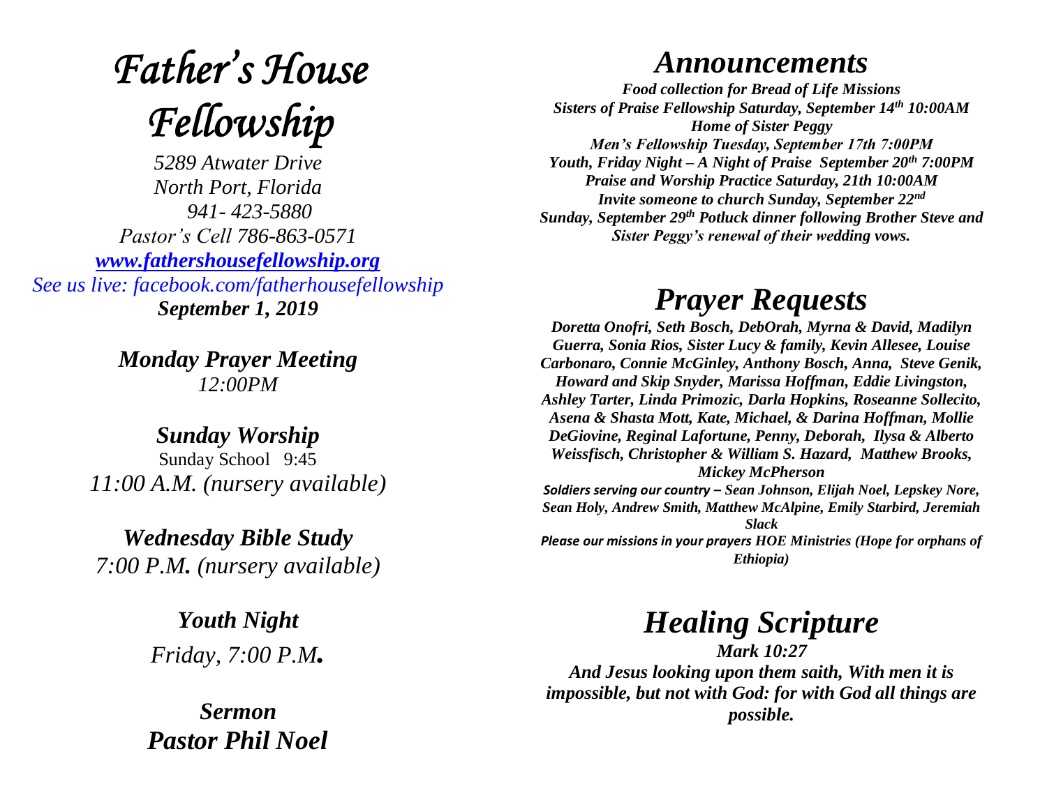# *Father's House Fellowship*

*5289 Atwater Drive*
*North Port, Florida*
*941- 423-5880*
*Pastor's Cell 786-863-0571*
*[www.fathershousefellowship.org](http://www.fathershousefellowship.org)*
*See us live: facebook.com/fatherhousefellowship*
***September 1, 2019***

***Monday Prayer Meeting***
*12:00PM*

***Sunday Worship***
Sunday School 9:45
*11:00 A.M. (nursery available)*

***Wednesday Bible Study***
*7:00 P.M. (nursery available)*

***Youth Night***
*Friday, 7:00 P.M.*

***Sermon***
***Pastor Phil Noel***

## *Announcements*

***Food collection for Bread of Life Missions***
***Sisters of Praise Fellowship Saturday, September 14th 10:00AM***
***Home of Sister Peggy***
***Men's Fellowship Tuesday, September 17th 7:00PM***
***Youth, Friday Night – A Night of Praise September 20th 7:00PM***
***Praise and Worship Practice Saturday, 21th 10:00AM***
***Invite someone to church Sunday, September 22nd***
***Sunday, September 29th Potluck dinner following Brother Steve and Sister Peggy's renewal of their wedding vows.***

## *Prayer Requests*

***Doretta Onofri, Seth Bosch, DebOrah, Myrna & David, Madilyn Guerra, Sonia Rios, Sister Lucy & family, Kevin Allesee, Louise Carbonaro, Connie McGinley, Anthony Bosch, Anna, Steve Genik, Howard and Skip Snyder, Marissa Hoffman, Eddie Livingston, Ashley Tarter, Linda Primozic, Darla Hopkins, Roseanne Sollecito, Asena & Shasta Mott, Kate, Michael, & Darina Hoffman, Mollie DeGiovine, Reginal Lafortune, Penny, Deborah, Ilysa & Alberto Weissfisch, Christopher & William S. Hazard, Matthew Brooks, Mickey McPherson***

***Soldiers serving our country – Sean Johnson, Elijah Noel, Lepskey Nore, Sean Holy, Andrew Smith, Matthew McAlpine, Emily Starbird, Jeremiah Slack***

***Please our missions in your prayers HOE Ministries (Hope for orphans of Ethiopia)***

## *Healing Scripture*

***Mark 10:27***
***And Jesus looking upon them saith, With men it is impossible, but not with God: for with God all things are possible.***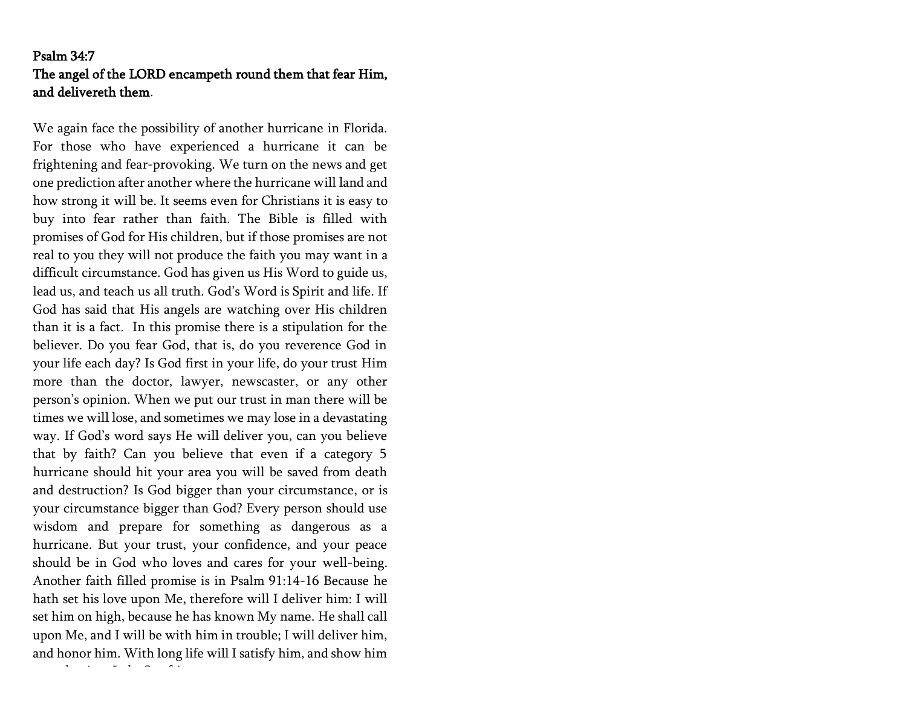**Psalm 34:7**
**The angel of the LORD encampeth round them that fear Him, and delivereth them**.

We again face the possibility of another hurricane in Florida. For those who have experienced a hurricane it can be frightening and fear-provoking. We turn on the news and get one prediction after another where the hurricane will land and how strong it will be. It seems even for Christians it is easy to buy into fear rather than faith. The Bible is filled with promises of God for His children, but if those promises are not real to you they will not produce the faith you may want in a difficult circumstance. God has given us His Word to guide us, lead us, and teach us all truth. God's Word is Spirit and life. If God has said that His angels are watching over His children than it is a fact. In this promise there is a stipulation for the believer. Do you fear God, that is, do you reverence God in your life each day? Is God first in your life, do your trust Him more than the doctor, lawyer, newscaster, or any other person's opinion. When we put our trust in man there will be times we will lose, and sometimes we may lose in a devastating way. If God's word says He will deliver you, can you believe that by faith? Can you believe that even if a category 5 hurricane should hit your area you will be saved from death and destruction? Is God bigger than your circumstance, or is your circumstance bigger than God? Every person should use wisdom and prepare for something as dangerous as a hurricane. But your trust, your confidence, and your peace should be in God who loves and cares for your well-being. Another faith filled promise is in Psalm 91:14-16 Because he hath set his love upon Me, therefore will I deliver him: I will set him on high, because he has known My name. He shall call upon Me, and I will be with him in trouble; I will deliver him, and honor him. With long life will I satisfy him, and show him